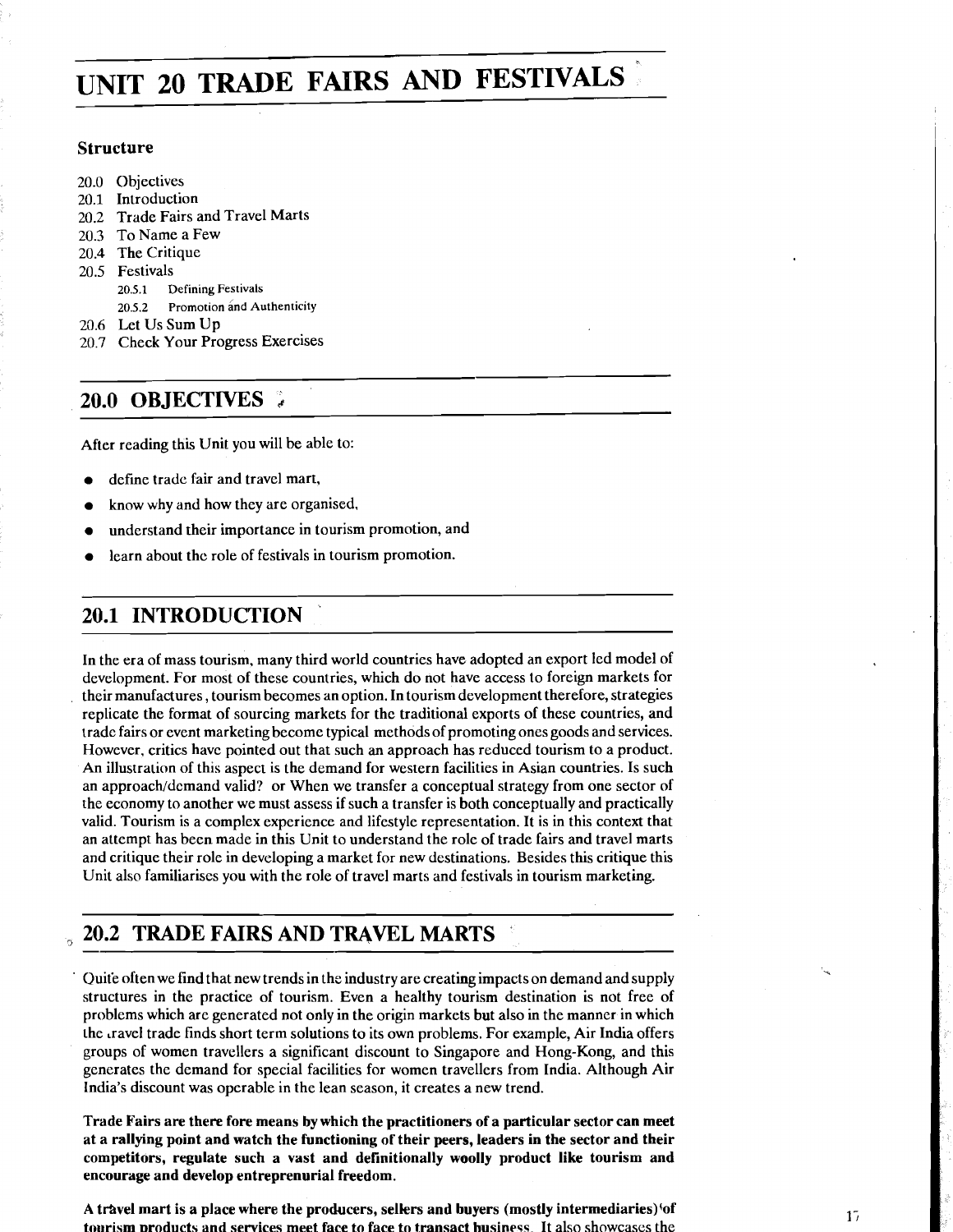# UNIT 20 TRADE FAIRS AND FESTIVALS

### Structure

20.0 Objectives
20.1 Introduction
20.2 Trade Fairs and Travel Marts
20.3 To Name a Few
20.4 The Critique
20.5 Festivals
    20.5.1 Defining Festivals
    20.5.2 Promotion and Authenticity
20.6 Let Us Sum Up
20.7 Check Your Progress Exercises

## 20.0 OBJECTIVES

After reading this Unit you will be able to:

- define trade fair and travel mart,
- know why and how they are organised,
- understand their importance in tourism promotion, and
- learn about the role of festivals in tourism promotion.

## 20.1 INTRODUCTION

In the era of mass tourism, many third world countries have adopted an export led model of development. For most of these countries, which do not have access to foreign markets for their manufactures, tourism becomes an option. In tourism development therefore, strategies replicate the format of sourcing markets for the traditional exports of these countries, and trade fairs or event marketing become typical methods of promoting ones goods and services. However, critics have pointed out that such an approach has reduced tourism to a product. An illustration of this aspect is the demand for western facilities in Asian countries. Is such an approach/demand valid? or When we transfer a conceptual strategy from one sector of the economy to another we must assess if such a transfer is both conceptually and practically valid. Tourism is a complex experience and lifestyle representation. It is in this context that an attempt has been made in this Unit to understand the role of trade fairs and travel marts and critique their role in developing a market for new destinations. Besides this critique this Unit also familiarises you with the role of travel marts and festivals in tourism marketing.

## 20.2 TRADE FAIRS AND TRAVEL MARTS

Quite often we find that new trends in the industry are creating impacts on demand and supply structures in the practice of tourism. Even a healthy tourism destination is not free of problems which are generated not only in the origin markets but also in the manner in which the travel trade finds short term solutions to its own problems. For example, Air India offers groups of women travellers a significant discount to Singapore and Hong-Kong, and this generates the demand for special facilities for women travellers from India. Although Air India's discount was operable in the lean season, it creates a new trend.

**Trade Fairs are there fore means by which the practitioners of a particular sector can meet at a rallying point and watch the functioning of their peers, leaders in the sector and their competitors, regulate such a vast and definitionally woolly product like tourism and encourage and develop entreprenurial freedom.**

**A travel mart is a place where the producers, sellers and buyers (mostly intermediaries) of tourism products and services meet face to face to transact business.** It also showcases the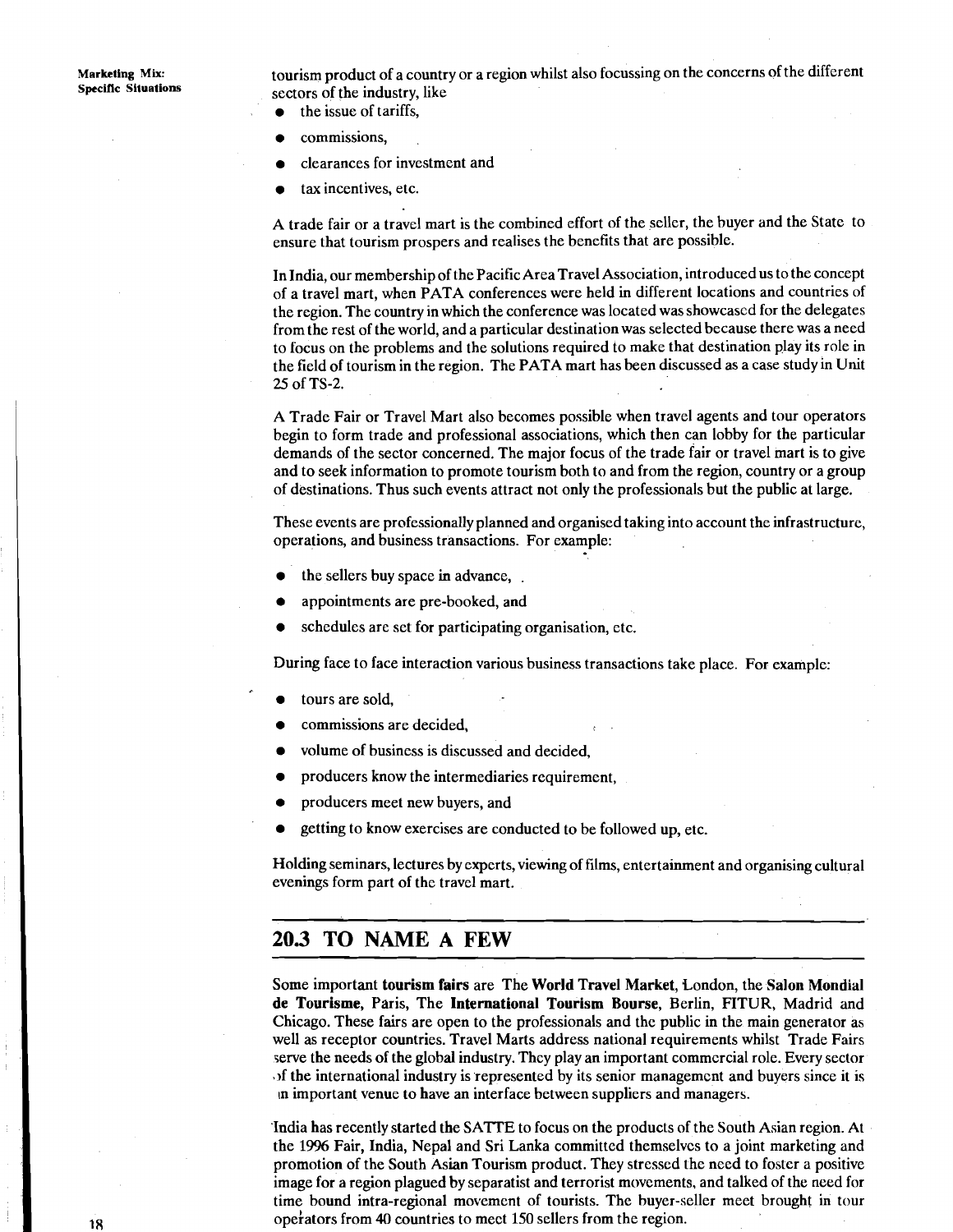tourism product of a country or a region whilst also focussing on the concerns of the different sectors of the industry, like

- the issue of tariffs,
- commissions,
- clearances for investment and
- tax incentives, etc.

A trade fair or a travel mart is the combined effort of the seller, the buyer and the State to ensure that tourism prospers and realises the benefits that are possible.

In India, our membership of the Pacific Area Travel Association, introduced us to the concept of a travel mart, when PATA conferences were held in different locations and countries of the region. The country in which the conference was located was showcased for the delegates from the rest of the world, and a particular destination was selected because there was a need to focus on the problems and the solutions required to make that destination play its role in the field of tourism in the region. The PATA mart has been discussed as a case study in Unit 25 of TS-2.

A Trade Fair or Travel Mart also becomes possible when travel agents and tour operators begin to form trade and professional associations, which then can lobby for the particular demands of the sector concerned. The major focus of the trade fair or travel mart is to give and to seek information to promote tourism both to and from the region, country or a group of destinations. Thus such events attract not only the professionals but the public at large.

These events are professionally planned and organised taking into account the infrastructure, operations, and business transactions. For example:

- the sellers buy space in advance,
- appointments are pre-booked, and
- schedules are set for participating organisation, etc.

During face to face interaction various business transactions take place. For example:

- tours are sold,
- commissions are decided,
- volume of business is discussed and decided,
- producers know the intermediaries requirement,
- producers meet new buyers, and
- getting to know exercises are conducted to be followed up, etc.

Holding seminars, lectures by experts, viewing of films, entertainment and organising cultural evenings form part of the travel mart.

## 20.3 TO NAME A FEW

Some important **tourism fairs** are The **World Travel Market**, London, the **Salon Mondial de Tourisme**, Paris, The **International Tourism Bourse**, Berlin, FITUR, Madrid and Chicago. These fairs are open to the professionals and the public in the main generator as well as receptor countries. Travel Marts address national requirements whilst Trade Fairs serve the needs of the global industry. They play an important commercial role. Every sector of the international industry is represented by its senior management and buyers since it is an important venue to have an interface between suppliers and managers.

India has recently started the SATTE to focus on the products of the South Asian region. At the 1996 Fair, India, Nepal and Sri Lanka committed themselves to a joint marketing and promotion of the South Asian Tourism product. They stressed the need to foster a positive image for a region plagued by separatist and terrorist movements, and talked of the need for time bound intra-regional movement of tourists. The buyer-seller meet brought in tour operators from 40 countries to meet 150 sellers from the region.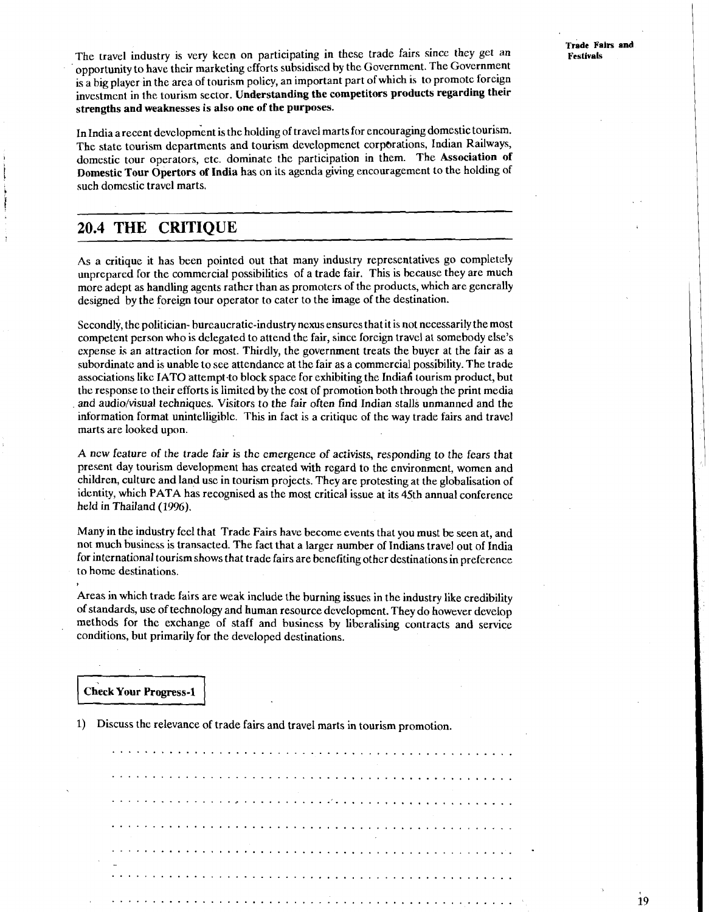The travel industry is very keen on participating in these trade fairs since they get an opportunity to have their marketing efforts subsidised by the Government. The Government is a big player in the area of tourism policy, an important part of which is to promote foreign investment in the tourism sector. **Understanding the competitors products regarding their strengths and weaknesses is also one of the purposes.**

In India a recent development is the holding of travel marts for encouraging domestic tourism. The state tourism departments and tourism developmenet corporations, Indian Railways, domestic tour operators, etc. dominate the participation in them. The **Association of Domestic Tour Opertors of India** has on its agenda giving encouragement to the holding of such domestic travel marts.

## 20.4 THE CRITIQUE

As a critique it has been pointed out that many industry representatives go completely unprepared for the commercial possibilities of a trade fair. This is because they are much more adept as handling agents rather than as promoters of the products, which are generally designed by the foreign tour operator to cater to the image of the destination.

Secondly, the politician- bureaucratic-industry nexus ensures that it is not necessarily the most competent person who is delegated to attend the fair, since foreign travel at somebody else's expense is an attraction for most. Thirdly, the government treats the buyer at the fair as a subordinate and is unable to see attendance at the fair as a commercial possibility. The trade associations like IATO attempt to block space for exhibiting the Indian tourism product, but the response to their efforts is limited by the cost of promotion both through the print media and audio/visual techniques. Visitors to the fair often find Indian stalls unmanned and the information format unintelligible. This in fact is a critique of the way trade fairs and travel marts are looked upon.

A new feature of the trade fair is the emergence of activists, responding to the fears that present day tourism development has created with regard to the environment, women and children, culture and land use in tourism projects. They are protesting at the globalisation of identity, which PATA has recognised as the most critical issue at its 45th annual conference held in Thailand (1996).

Many in the industry feel that Trade Fairs have become events that you must be seen at, and not much business is transacted. The fact that a larger number of Indians travel out of India for international tourism shows that trade fairs are benefiting other destinations in preference to home destinations.

Areas in which trade fairs are weak include the burning issues in the industry like credibility of standards, use of technology and human resource development. They do however develop methods for the exchange of staff and business by liberalising contracts and service conditions, but primarily for the developed destinations.

**Check Your Progress-1**

1) Discuss the relevance of trade fairs and travel marts in tourism promotion.

. . . . . . . . . . . . . . . . . . . . . . . . . . . . . . . . . . . . . . . . . . . . . . .

. . . . . . . . . . . . . . . . . . . . . . . . . . . . . . . . . . . . . . . . . . . . . . .

. . . . . . . . . . . . . . . . . . . . . . . . . . . . . . . . . . . . . . . . . . . . . . .

. . . . . . . . . . . . . . . . . . . . . . . . . . . . . . . . . . . . . . . . . . . . . . .

. . . . . . . . . . . . . . . . . . . . . . . . . . . . . . . . . . . . . . . . . . . . . . .

. . . . . . . . . . . . . . . . . . . . . . . . . . . . . . . . . . . . . . . . . . . . . . .

. . . . . . . . . . . . . . . . . . . . . . . . . . . . . . . . . . . . . . . . . . . . . . .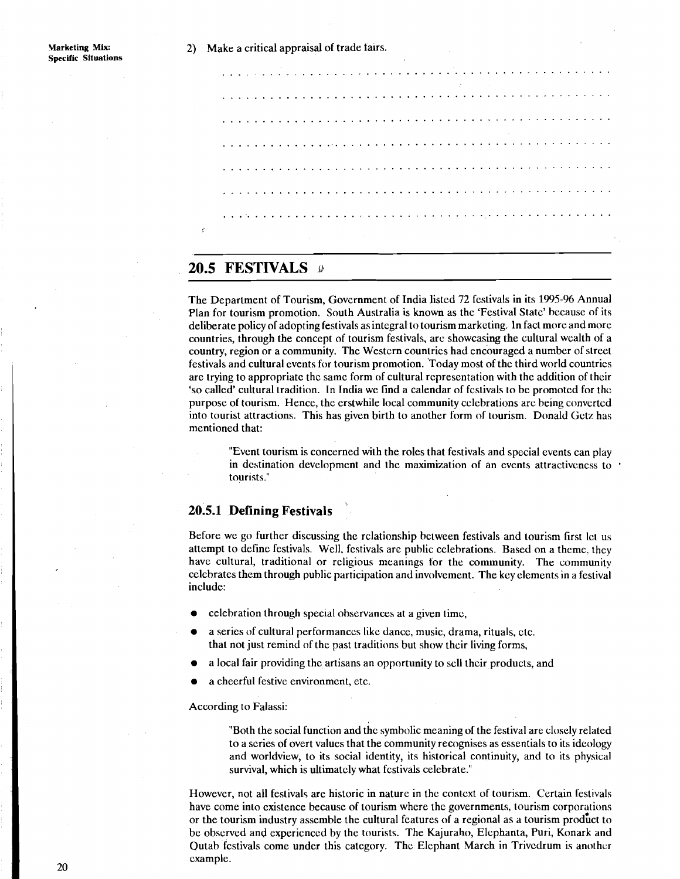2) Make a critical appraisal of trade fairs.

. . . . . . . . . . . . . . . . . . . . . . . . . . . . . . . . . . . . . . . . . . . . . . . . . .

. . . . . . . . . . . . . . . . . . . . . . . . . . . . . . . . . . . . . . . . . . . . . . . . . .

. . . . . . . . . . . . . . . . . . . . . . . . . . . . . . . . . . . . . . . . . . . . . . . . . .

. . . . . . . . . . . . . . . . . . . . . . . . . . . . . . . . . . . . . . . . . . . . . . . . . .

. . . . . . . . . . . . . . . . . . . . . . . . . . . . . . . . . . . . . . . . . . . . . . . . . .

. . . . . . . . . . . . . . . . . . . . . . . . . . . . . . . . . . . . . . . . . . . . . . . . . .

. . . . . . . . . . . . . . . . . . . . . . . . . . . . . . . . . . . . . . . . . . . . . . . . . .

## 20.5 FESTIVALS

The Department of Tourism, Government of India listed 72 festivals in its 1995-96 Annual Plan for tourism promotion. South Australia is known as the 'Festival State' because of its deliberate policy of adopting festivals as integral to tourism marketing. In fact more and more countries, through the concept of tourism festivals, are showcasing the cultural wealth of a country, region or a community. The Western countries had encouraged a number of street festivals and cultural events for tourism promotion. Today most of the third world countries are trying to appropriate the same form of cultural representation with the addition of their 'so called' cultural tradition. In India we find a calendar of festivals to be promoted for the purpose of tourism. Hence, the erstwhile local community celebrations are being converted into tourist attractions. This has given birth to another form of tourism. Donald Getz has mentioned that:

> "Event tourism is concerned with the roles that festivals and special events can play in destination development and the maximization of an events attractiveness to tourists."

### 20.5.1 Defining Festivals

Before we go further discussing the relationship between festivals and tourism first let us attempt to define festivals. Well, festivals are public celebrations. Based on a theme, they have cultural, traditional or religious meanings for the community. The community celebrates them through public participation and involvement. The key elements in a festival include:

- celebration through special observances at a given time,
- a series of cultural performances like dance, music, drama, rituals, etc. that not just remind of the past traditions but show their living forms,
- a local fair providing the artisans an opportunity to sell their products, and
- a cheerful festive environment, etc.

According to Falassi:

> "Both the social function and the symbolic meaning of the festival are closely related to a series of overt values that the community recognises as essentials to its ideology and worldview, to its social identity, its historical continuity, and to its physical survival, which is ultimately what festivals celebrate."

However, not all festivals are historic in nature in the context of tourism. Certain festivals have come into existence because of tourism where the governments, tourism corporations or the tourism industry assemble the cultural features of a regional as a tourism product to be observed and experienced by the tourists. The Kajuraho, Elephanta, Puri, Konark and Qutab festivals come under this category. The Elephant March in Trivedrum is another example.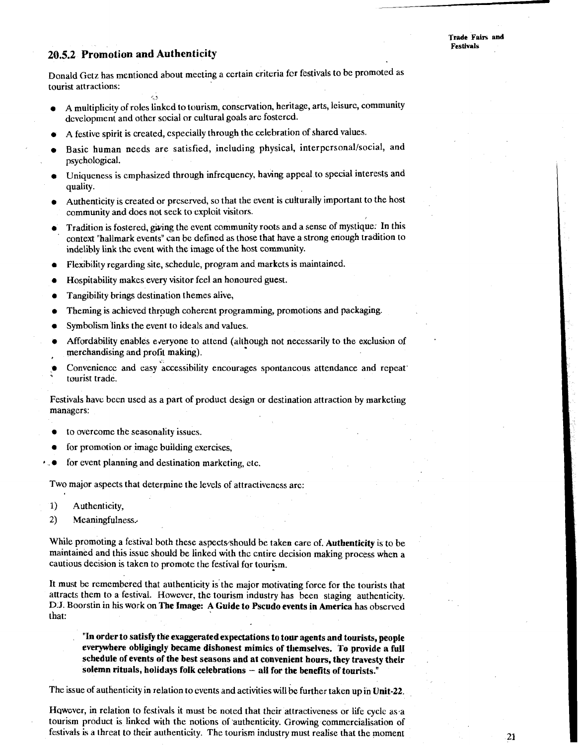## 20.5.2 Promotion and Authenticity

Donald Getz has mentioned about meeting a certain criteria for festivals to be promoted as tourist attractions:

- A multiplicity of roles linked to tourism, conservation, heritage, arts, leisure, community development and other social or cultural goals are fostered.
- A festive spirit is created, especially through the celebration of shared values.
- Basic human needs are satisfied, including physical, interpersonal/social, and psychological.
- Uniqueness is emphasized through infrequency, having appeal to special interests and quality.
- Authenticity is created or preserved, so that the event is culturally important to the host community and does not seek to exploit visitors.
- Tradition is fostered, giving the event community roots and a sense of mystique. In this context "hallmark events" can be defined as those that have a strong enough tradition to indelibly link the event with the image of the host community.
- Flexibility regarding site, schedule, program and markets is maintained.
- Hospitability makes every visitor feel an honoured guest.
- Tangibility brings destination themes alive,
- Theming is achieved through coherent programming, promotions and packaging.
- Symbolism links the event to ideals and values.
- Affordability enables everyone to attend (although not necessarily to the exclusion of merchandising and profit making).
- Convenience and easy accessibility encourages spontaneous attendance and repeat tourist trade.

Festivals have been used as a part of product design or destination attraction by marketing managers:

- to overcome the seasonality issues.
- for promotion or image building exercises,
- for event planning and destination marketing, etc.

Two major aspects that determine the levels of attractiveness are:

1) Authenticity,
2) Meaningfulness.

While promoting a festival both these aspects should be taken care of. **Authenticity** is to be maintained and this issue should be linked with the entire decision making process when a cautious decision is taken to promote the festival for tourism.

It must be remembered that authenticity is the major motivating force for the tourists that attracts them to a festival. However, the tourism industry has been staging authenticity. D.J. Boorstin in his work on **The Image: A Guide to Pseudo events in America** has observed that:

> **"In order to satisfy the exaggerated expectations to tour agents and tourists, people everywhere obligingly became dishonest mimics of themselves. To provide a full schedule of events of the best seasons and at convenient hours, they travesty their solemn rituals, holidays folk celebrations – all for the benefits of tourists."**

The issue of authenticity in relation to events and activities will be further taken up in **Unit-22**.

However, in relation to festivals it must be noted that their attractiveness or life cycle as a tourism product is linked with the notions of authenticity. Growing commercialisation of festivals is a threat to their authenticity. The tourism industry must realise that the moment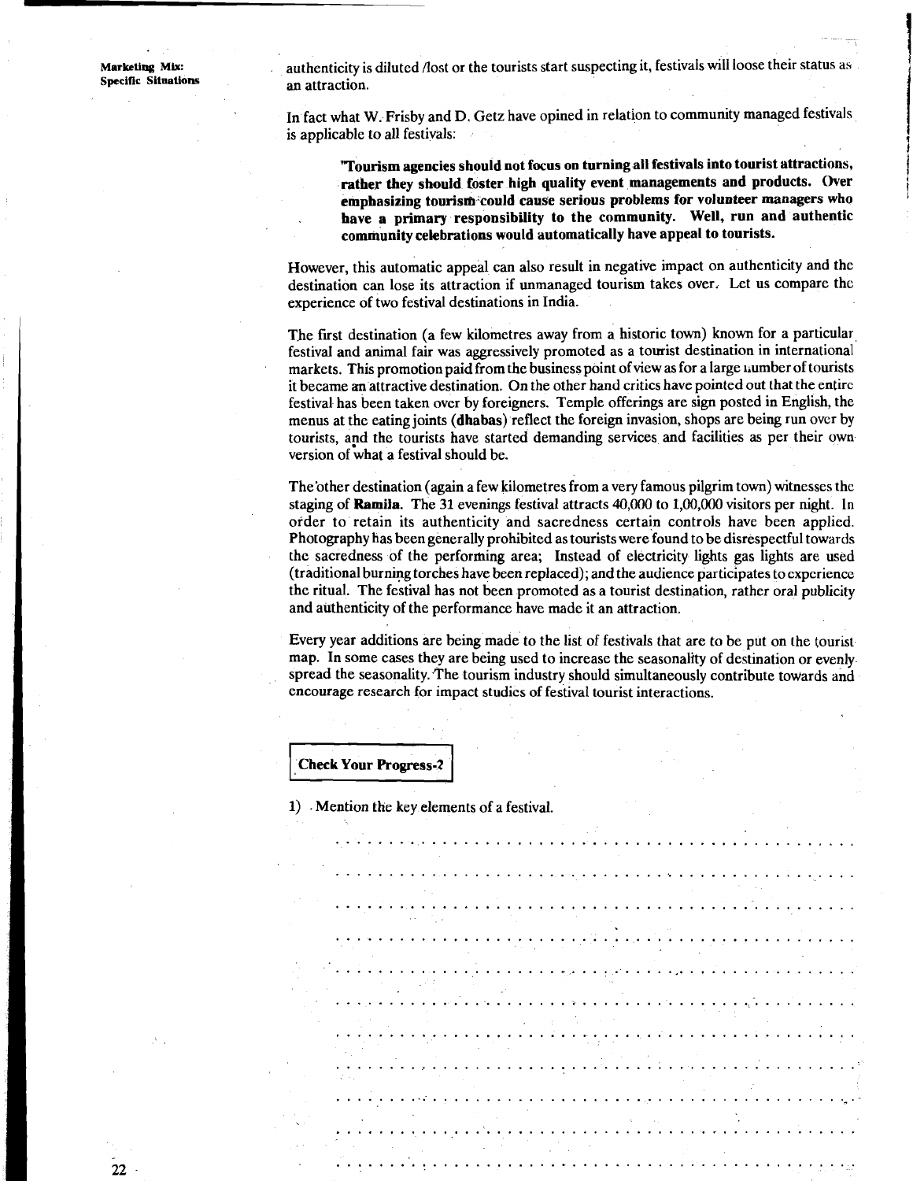authenticity is diluted /lost or the tourists start suspecting it, festivals will loose their status as an attraction.

In fact what W. Frisby and D. Getz have opined in relation to community managed festivals is applicable to all festivals:

> **"Tourism agencies should not focus on turning all festivals into tourist attractions, rather they should foster high quality event managements and products. Over emphasizing tourism could cause serious problems for volunteer managers who have a primary responsibility to the community. Well, run and authentic community celebrations would automatically have appeal to tourists.**

However, this automatic appeal can also result in negative impact on authenticity and the destination can lose its attraction if unmanaged tourism takes over. Let us compare the experience of two festival destinations in India.

The first destination (a few kilometres away from a historic town) known for a particular festival and animal fair was aggressively promoted as a tourist destination in international markets. This promotion paid from the business point of view as for a large number of tourists it became an attractive destination. On the other hand critics have pointed out that the entire festival has been taken over by foreigners. Temple offerings are sign posted in English, the menus at the eating joints (**dhabas**) reflect the foreign invasion, shops are being run over by tourists, and the tourists have started demanding services and facilities as per their own version of what a festival should be.

The other destination (again a few kilometres from a very famous pilgrim town) witnesses the staging of **Ramila**. The 31 evenings festival attracts 40,000 to 1,00,000 visitors per night. In order to retain its authenticity and sacredness certain controls have been applied. Photography has been generally prohibited as tourists were found to be disrespectful towards the sacredness of the performing area; Instead of electricity lights gas lights are used (traditional burning torches have been replaced); and the audience participates to experience the ritual. The festival has not been promoted as a tourist destination, rather oral publicity and authenticity of the performance have made it an attraction.

Every year additions are being made to the list of festivals that are to be put on the tourist map. In some cases they are being used to increase the seasonality of destination or evenly spread the seasonality. The tourism industry should simultaneously contribute towards and encourage research for impact studies of festival tourist interactions.

**Check Your Progress-2**

1) Mention the key elements of a festival.

..........................................................................................

..........................................................................................

..........................................................................................

..........................................................................................

..........................................................................................

..........................................................................................

..........................................................................................

..........................................................................................

..........................................................................................

..........................................................................................

..........................................................................................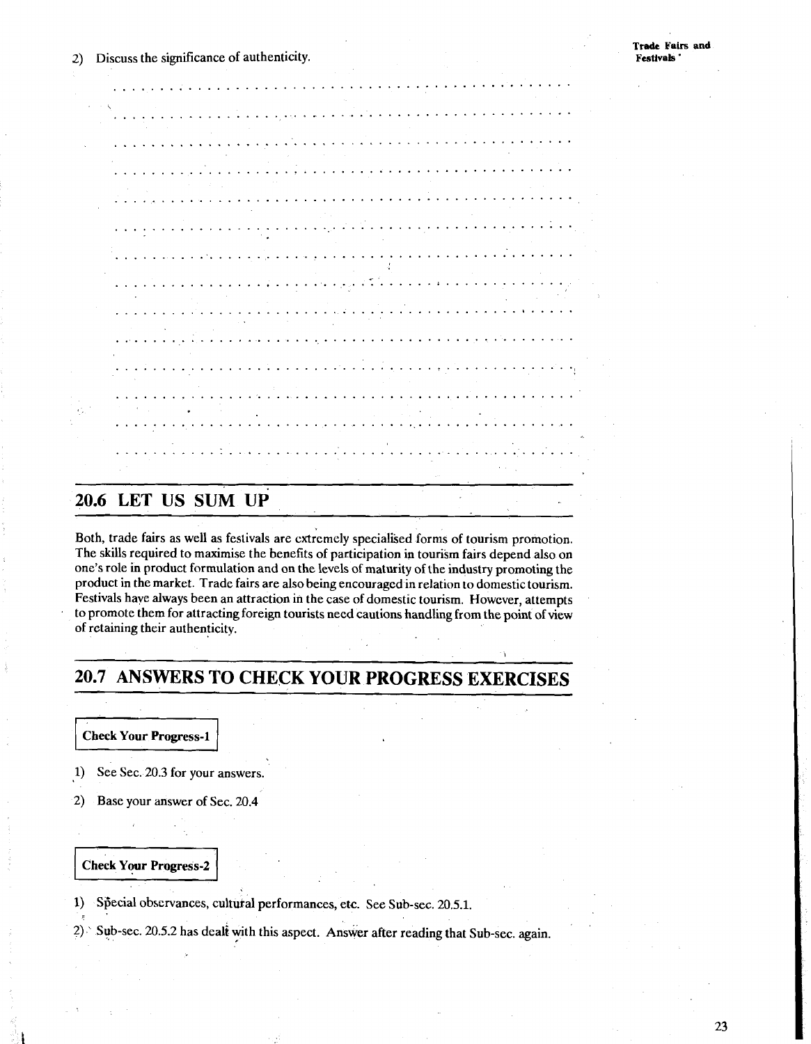2) Discuss the significance of authenticity.

. . . . . . . . . . . . . . . . . . . . . . . . . . . . . . . . . . . . . . . . . . . . . . . . . . . .

. . . . . . . . . . . . . . . . . . . . . . . . . . . . . . . . . . . . . . . . . . . . . . . . . . . .

. . . . . . . . . . . . . . . . . . . . . . . . . . . . . . . . . . . . . . . . . . . . . . . . . . . .

. . . . . . . . . . . . . . . . . . . . . . . . . . . . . . . . . . . . . . . . . . . . . . . . . . . .

. . . . . . . . . . . . . . . . . . . . . . . . . . . . . . . . . . . . . . . . . . . . . . . . . . . .

. . . . . . . . . . . . . . . . . . . . . . . . . . . . . . . . . . . . . . . . . . . . . . . . . . . .

. . . . . . . . . . . . . . . . . . . . . . . . . . . . . . . . . . . . . . . . . . . . . . . . . . . .

. . . . . . . . . . . . . . . . . . . . . . . . . . . . . . . . . . . . . . . . . . . . . . . . . . . .

. . . . . . . . . . . . . . . . . . . . . . . . . . . . . . . . . . . . . . . . . . . . . . . . . . . .

. . . . . . . . . . . . . . . . . . . . . . . . . . . . . . . . . . . . . . . . . . . . . . . . . . . .

. . . . . . . . . . . . . . . . . . . . . . . . . . . . . . . . . . . . . . . . . . . . . . . . . . . .

. . . . . . . . . . . . . . . . . . . . . . . . . . . . . . . . . . . . . . . . . . . . . . . . . . . .

. . . . . . . . . . . . . . . . . . . . . . . . . . . . . . . . . . . . . . . . . . . . . . . . . . . .

. . . . . . . . . . . . . . . . . . . . . . . . . . . . . . . . . . . . . . . . . . . . . . . . . . . .

## 20.6 LET US SUM UP

Both, trade fairs as well as festivals are extremely specialised forms of tourism promotion. The skills required to maximise the benefits of participation in tourism fairs depend also on one's role in product formulation and on the levels of maturity of the industry promoting the product in the market. Trade fairs are also being encouraged in relation to domestic tourism. Festivals have always been an attraction in the case of domestic tourism. However, attempts to promote them for attracting foreign tourists need cautions handling from the point of view of retaining their authenticity.

## 20.7 ANSWERS TO CHECK YOUR PROGRESS EXERCISES

**Check Your Progress-1**

1) See Sec. 20.3 for your answers.

2) Base your answer of Sec. 20.4

**Check Your Progress-2**

1) Special observances, cultural performances, etc. See Sub-sec. 20.5.1.

2) Sub-sec. 20.5.2 has dealt with this aspect. Answer after reading that Sub-sec. again.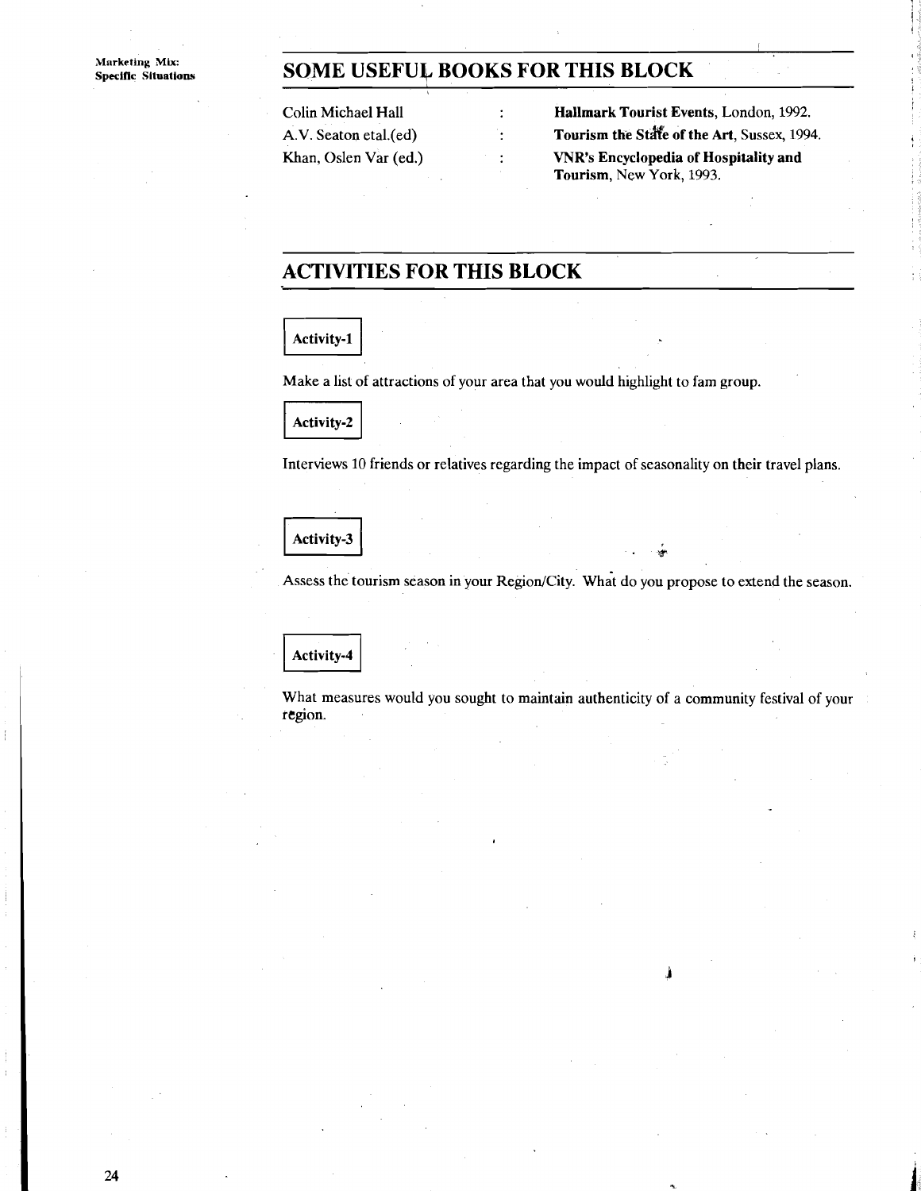## SOME USEFUL BOOKS FOR THIS BLOCK

| | | |
|---|---|---|
| Colin Michael Hall | : | **Hallmark Tourist Events**, London, 1992. |
| A.V. Seaton etal.(ed) | : | **Tourism the State of the Art**, Sussex, 1994. |
| Khan, Oslen Var (ed.) | : | **VNR's Encyclopedia of Hospitality and Tourism**, New York, 1993. |

## ACTIVITIES FOR THIS BLOCK

**Activity-1**

Make a list of attractions of your area that you would highlight to fam group.

**Activity-2**

Interviews 10 friends or relatives regarding the impact of seasonality on their travel plans.

**Activity-3**

Assess the tourism season in your Region/City. What do you propose to extend the season.

**Activity-4**

What measures would you sought to maintain authenticity of a community festival of your region.